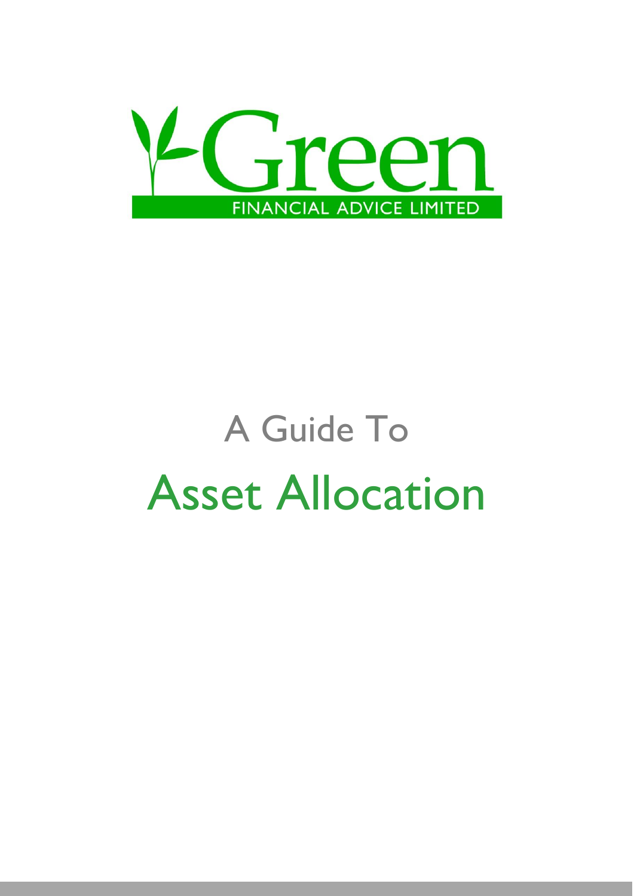Green

FINANCIAL ADVICE LIMITED

# A Guide To Asset Allocation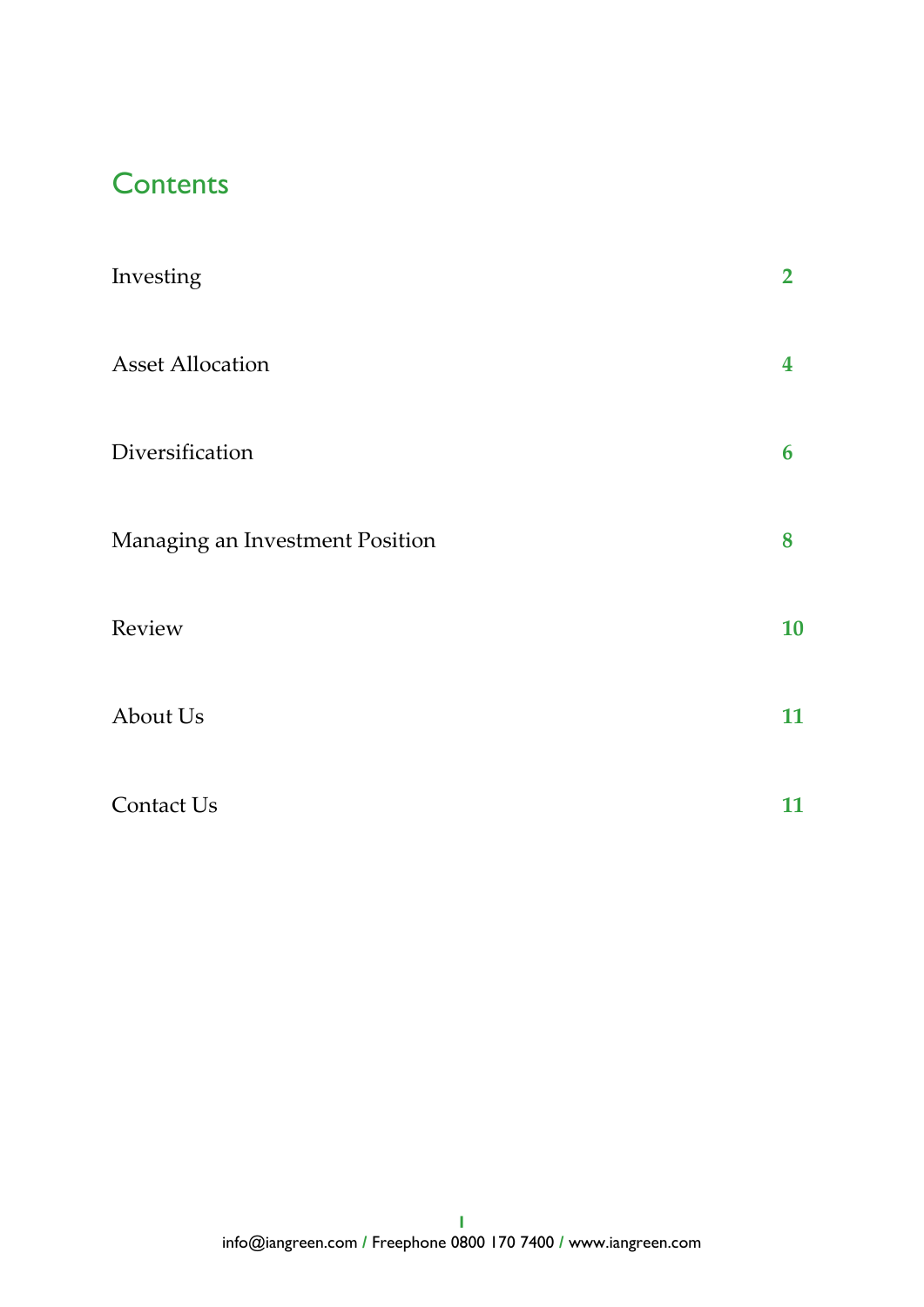# Contents

| | |
|---|---|
| Investing | **2** |
| Asset Allocation | **4** |
| Diversification | **6** |
| Managing an Investment Position | **8** |
| Review | **10** |
| About Us | **11** |
| Contact Us | **11** |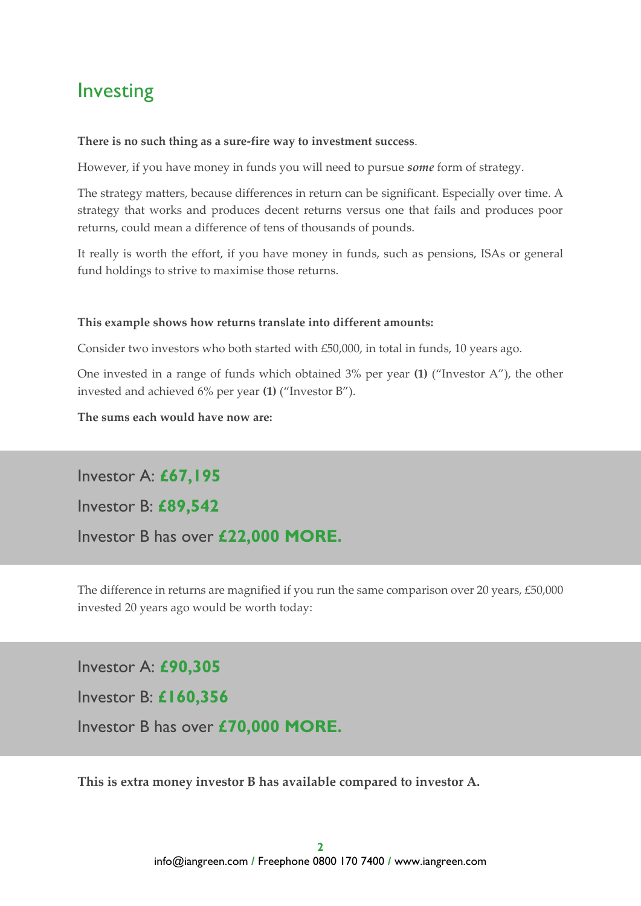# Investing

**There is no such thing as a sure-fire way to investment success**.

However, if you have money in funds you will need to pursue ***some*** form of strategy.

The strategy matters, because differences in return can be significant. Especially over time. A strategy that works and produces decent returns versus one that fails and produces poor returns, could mean a difference of tens of thousands of pounds.

It really is worth the effort, if you have money in funds, such as pensions, ISAs or general fund holdings to strive to maximise those returns.

**This example shows how returns translate into different amounts:**

Consider two investors who both started with £50,000, in total in funds, 10 years ago.

One invested in a range of funds which obtained 3% per year **(1)** ("Investor A"), the other invested and achieved 6% per year **(1)** ("Investor B").

**The sums each would have now are:**

Investor A: **£67,195**

Investor B: **£89,542**

Investor B has over **£22,000 MORE.**

The difference in returns are magnified if you run the same comparison over 20 years, £50,000 invested 20 years ago would be worth today:

Investor A: **£90,305**

Investor B: **£160,356**

Investor B has over **£70,000 MORE.**

**This is extra money investor B has available compared to investor A.**

info@iangreen.com / Freephone 0800 170 7400 / www.iangreen.com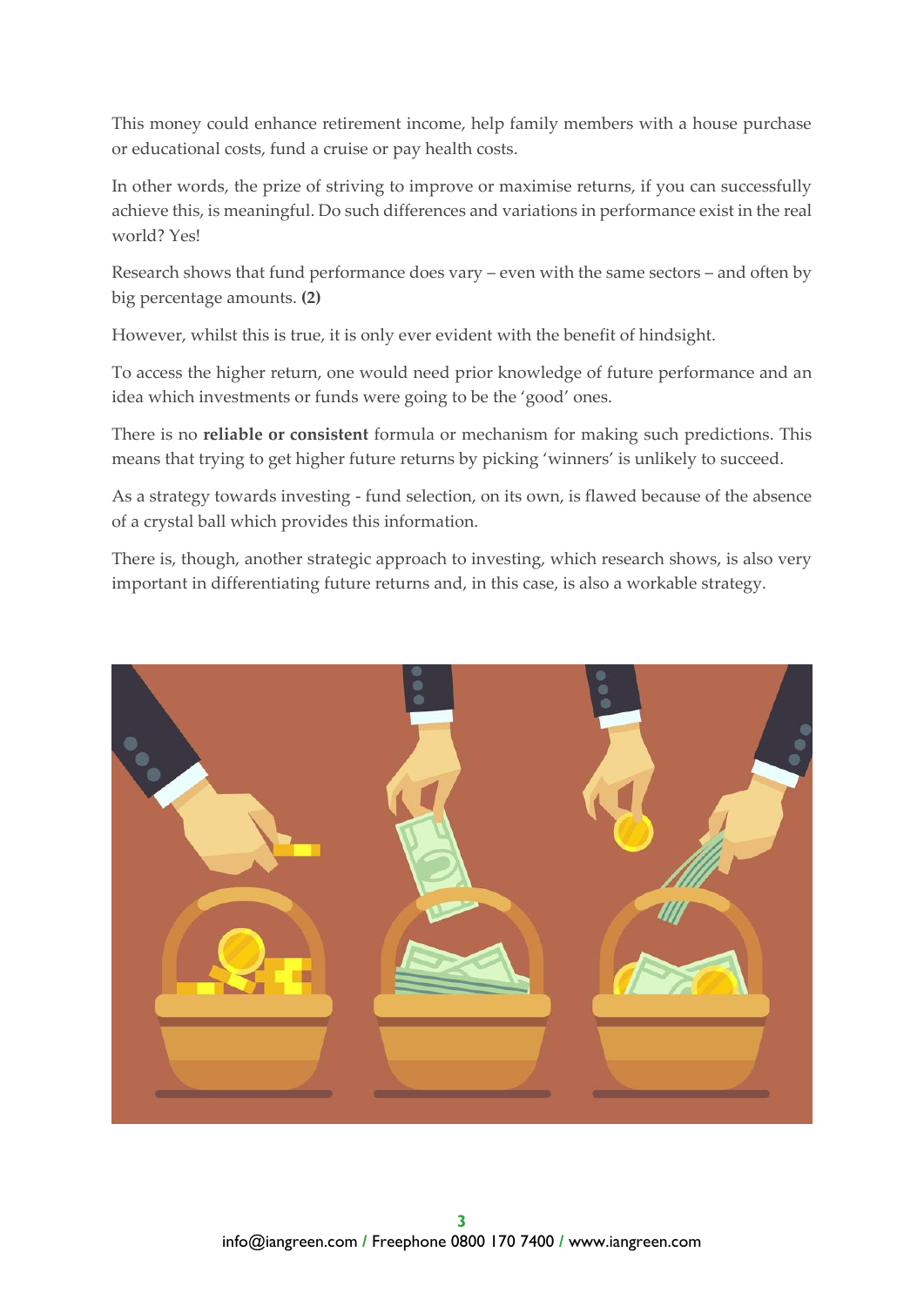This money could enhance retirement income, help family members with a house purchase or educational costs, fund a cruise or pay health costs.

In other words, the prize of striving to improve or maximise returns, if you can successfully achieve this, is meaningful. Do such differences and variations in performance exist in the real world? Yes!

Research shows that fund performance does vary – even with the same sectors – and often by big percentage amounts. **(2)**

However, whilst this is true, it is only ever evident with the benefit of hindsight.

To access the higher return, one would need prior knowledge of future performance and an idea which investments or funds were going to be the 'good' ones.

There is no **reliable or consistent** formula or mechanism for making such predictions. This means that trying to get higher future returns by picking 'winners' is unlikely to succeed.

As a strategy towards investing - fund selection, on its own, is flawed because of the absence of a crystal ball which provides this information.

There is, though, another strategic approach to investing, which research shows, is also very important in differentiating future returns and, in this case, is also a workable strategy.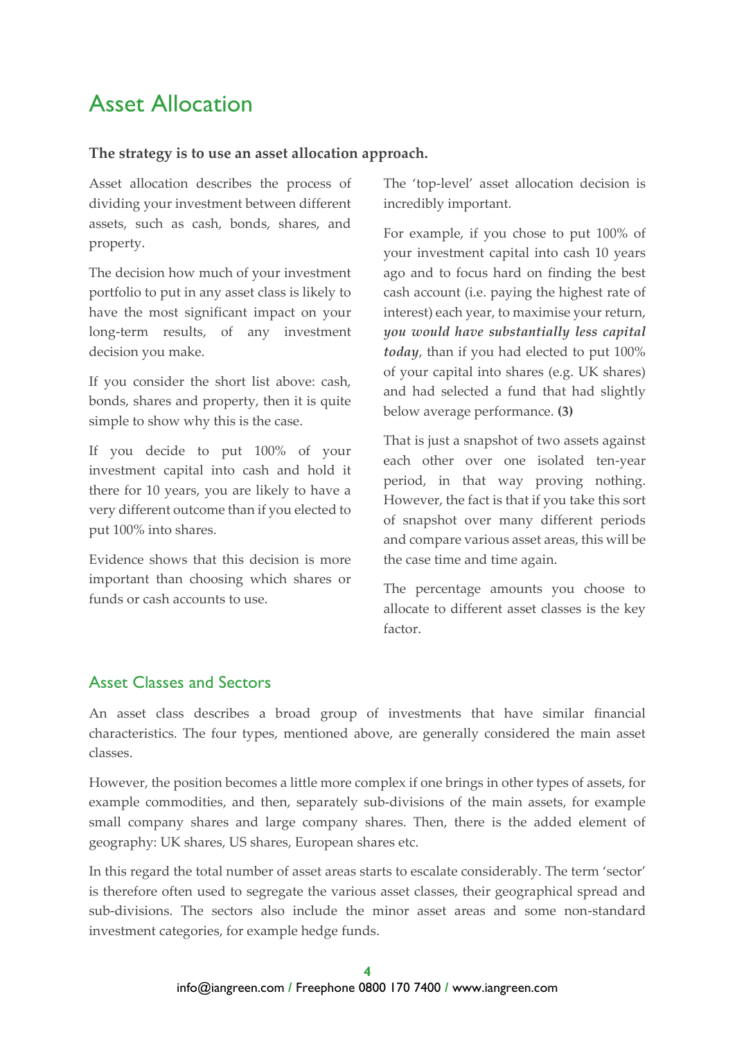# Asset Allocation

**The strategy is to use an asset allocation approach.**

Asset allocation describes the process of dividing your investment between different assets, such as cash, bonds, shares, and property.

The decision how much of your investment portfolio to put in any asset class is likely to have the most significant impact on your long-term results, of any investment decision you make.

If you consider the short list above: cash, bonds, shares and property, then it is quite simple to show why this is the case.

If you decide to put 100% of your investment capital into cash and hold it there for 10 years, you are likely to have a very different outcome than if you elected to put 100% into shares.

Evidence shows that this decision is more important than choosing which shares or funds or cash accounts to use.

The 'top-level' asset allocation decision is incredibly important.

For example, if you chose to put 100% of your investment capital into cash 10 years ago and to focus hard on finding the best cash account (i.e. paying the highest rate of interest) each year, to maximise your return, ***you would have substantially less capital today***, than if you had elected to put 100% of your capital into shares (e.g. UK shares) and had selected a fund that had slightly below average performance. **(3)**

That is just a snapshot of two assets against each other over one isolated ten-year period, in that way proving nothing. However, the fact is that if you take this sort of snapshot over many different periods and compare various asset areas, this will be the case time and time again.

The percentage amounts you choose to allocate to different asset classes is the key factor.

## Asset Classes and Sectors

An asset class describes a broad group of investments that have similar financial characteristics. The four types, mentioned above, are generally considered the main asset classes.

However, the position becomes a little more complex if one brings in other types of assets, for example commodities, and then, separately sub-divisions of the main assets, for example small company shares and large company shares. Then, there is the added element of geography: UK shares, US shares, European shares etc.

In this regard the total number of asset areas starts to escalate considerably. The term 'sector' is therefore often used to segregate the various asset classes, their geographical spread and sub-divisions. The sectors also include the minor asset areas and some non-standard investment categories, for example hedge funds.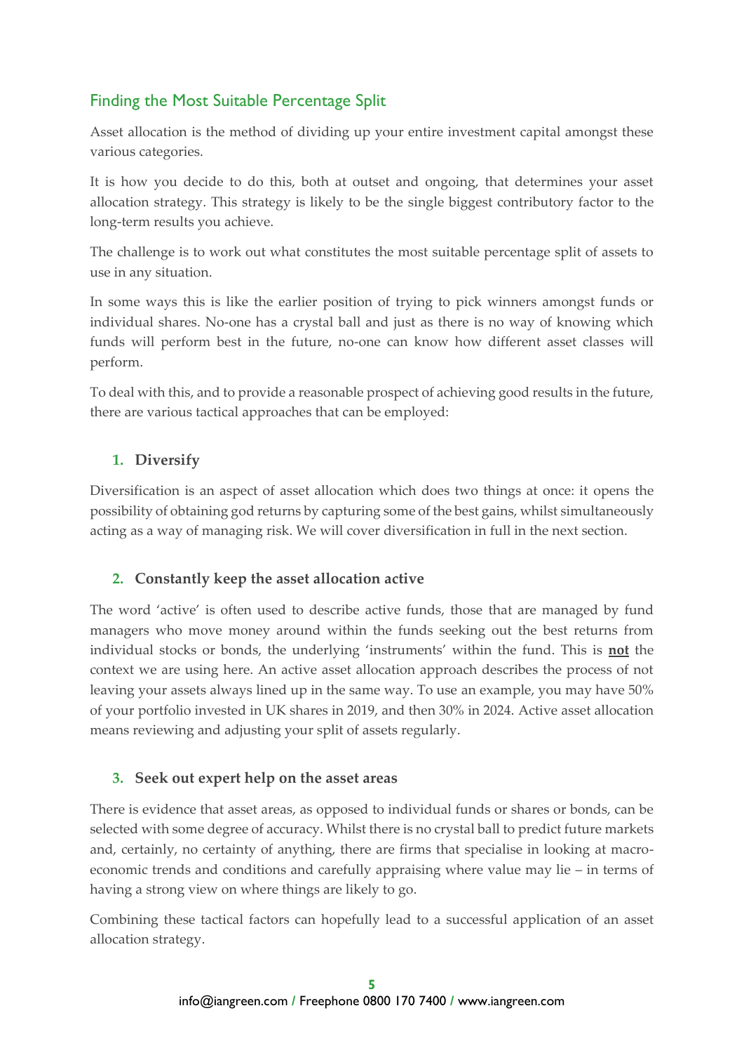## Finding the Most Suitable Percentage Split

Asset allocation is the method of dividing up your entire investment capital amongst these various categories.

It is how you decide to do this, both at outset and ongoing, that determines your asset allocation strategy. This strategy is likely to be the single biggest contributory factor to the long-term results you achieve.

The challenge is to work out what constitutes the most suitable percentage split of assets to use in any situation.

In some ways this is like the earlier position of trying to pick winners amongst funds or individual shares. No-one has a crystal ball and just as there is no way of knowing which funds will perform best in the future, no-one can know how different asset classes will perform.

To deal with this, and to provide a reasonable prospect of achieving good results in the future, there are various tactical approaches that can be employed:

### 1. Diversify

Diversification is an aspect of asset allocation which does two things at once: it opens the possibility of obtaining god returns by capturing some of the best gains, whilst simultaneously acting as a way of managing risk. We will cover diversification in full in the next section.

### 2. Constantly keep the asset allocation active

The word 'active' is often used to describe active funds, those that are managed by fund managers who move money around within the funds seeking out the best returns from individual stocks or bonds, the underlying 'instruments' within the fund. This is **not** the context we are using here. An active asset allocation approach describes the process of not leaving your assets always lined up in the same way. To use an example, you may have 50% of your portfolio invested in UK shares in 2019, and then 30% in 2024. Active asset allocation means reviewing and adjusting your split of assets regularly.

### 3. Seek out expert help on the asset areas

There is evidence that asset areas, as opposed to individual funds or shares or bonds, can be selected with some degree of accuracy. Whilst there is no crystal ball to predict future markets and, certainly, no certainty of anything, there are firms that specialise in looking at macro-economic trends and conditions and carefully appraising where value may lie – in terms of having a strong view on where things are likely to go.

Combining these tactical factors can hopefully lead to a successful application of an asset allocation strategy.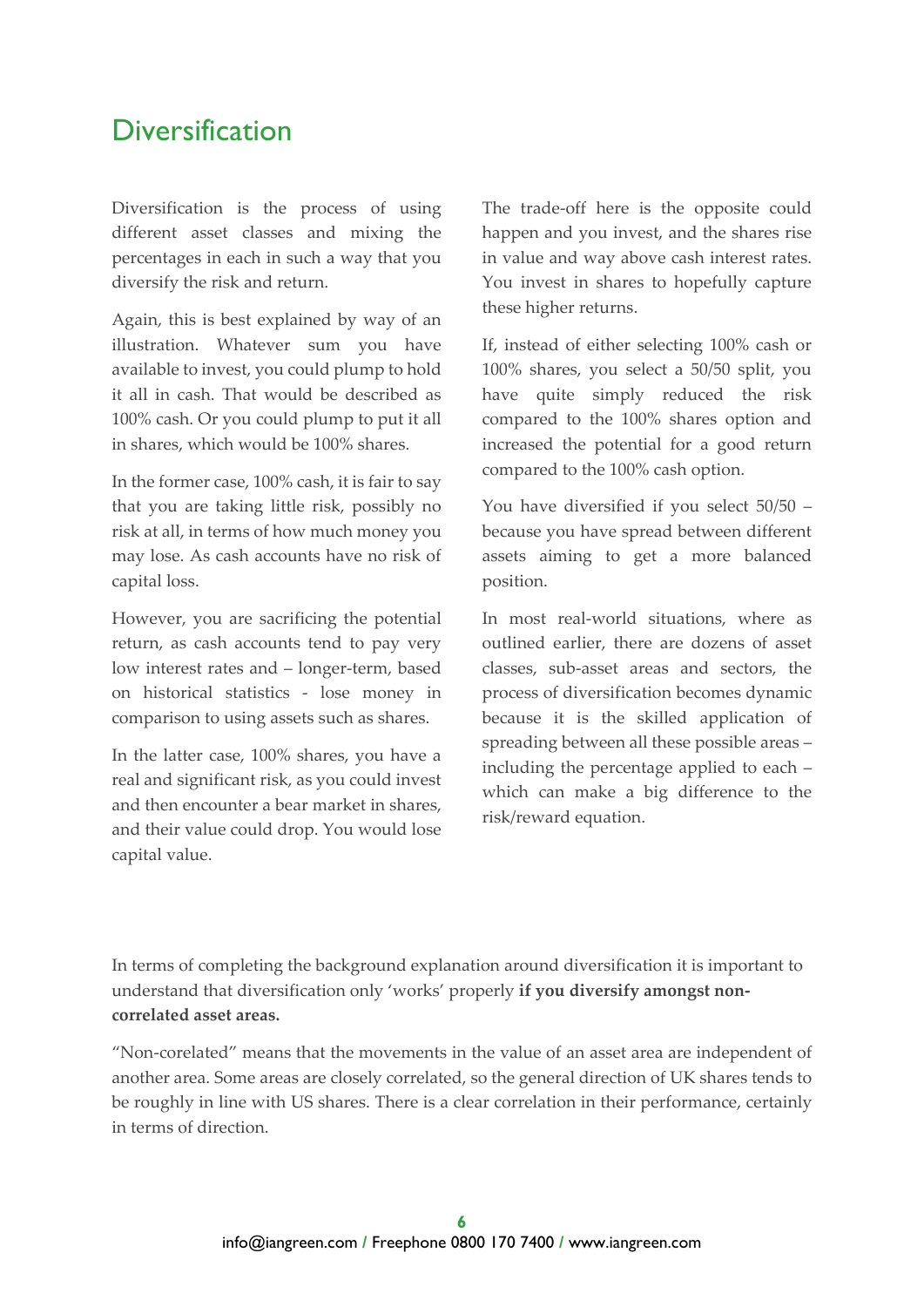# Diversification

Diversification is the process of using different asset classes and mixing the percentages in each in such a way that you diversify the risk and return.

Again, this is best explained by way of an illustration. Whatever sum you have available to invest, you could plump to hold it all in cash. That would be described as 100% cash. Or you could plump to put it all in shares, which would be 100% shares.

In the former case, 100% cash, it is fair to say that you are taking little risk, possibly no risk at all, in terms of how much money you may lose. As cash accounts have no risk of capital loss.

However, you are sacrificing the potential return, as cash accounts tend to pay very low interest rates and – longer-term, based on historical statistics - lose money in comparison to using assets such as shares.

In the latter case, 100% shares, you have a real and significant risk, as you could invest and then encounter a bear market in shares, and their value could drop. You would lose capital value.

The trade-off here is the opposite could happen and you invest, and the shares rise in value and way above cash interest rates. You invest in shares to hopefully capture these higher returns.

If, instead of either selecting 100% cash or 100% shares, you select a 50/50 split, you have quite simply reduced the risk compared to the 100% shares option and increased the potential for a good return compared to the 100% cash option.

You have diversified if you select 50/50 – because you have spread between different assets aiming to get a more balanced position.

In most real-world situations, where as outlined earlier, there are dozens of asset classes, sub-asset areas and sectors, the process of diversification becomes dynamic because it is the skilled application of spreading between all these possible areas – including the percentage applied to each – which can make a big difference to the risk/reward equation.

In terms of completing the background explanation around diversification it is important to understand that diversification only 'works' properly **if you diversify amongst non-correlated asset areas.**

"Non-corelated" means that the movements in the value of an asset area are independent of another area. Some areas are closely correlated, so the general direction of UK shares tends to be roughly in line with US shares. There is a clear correlation in their performance, certainly in terms of direction.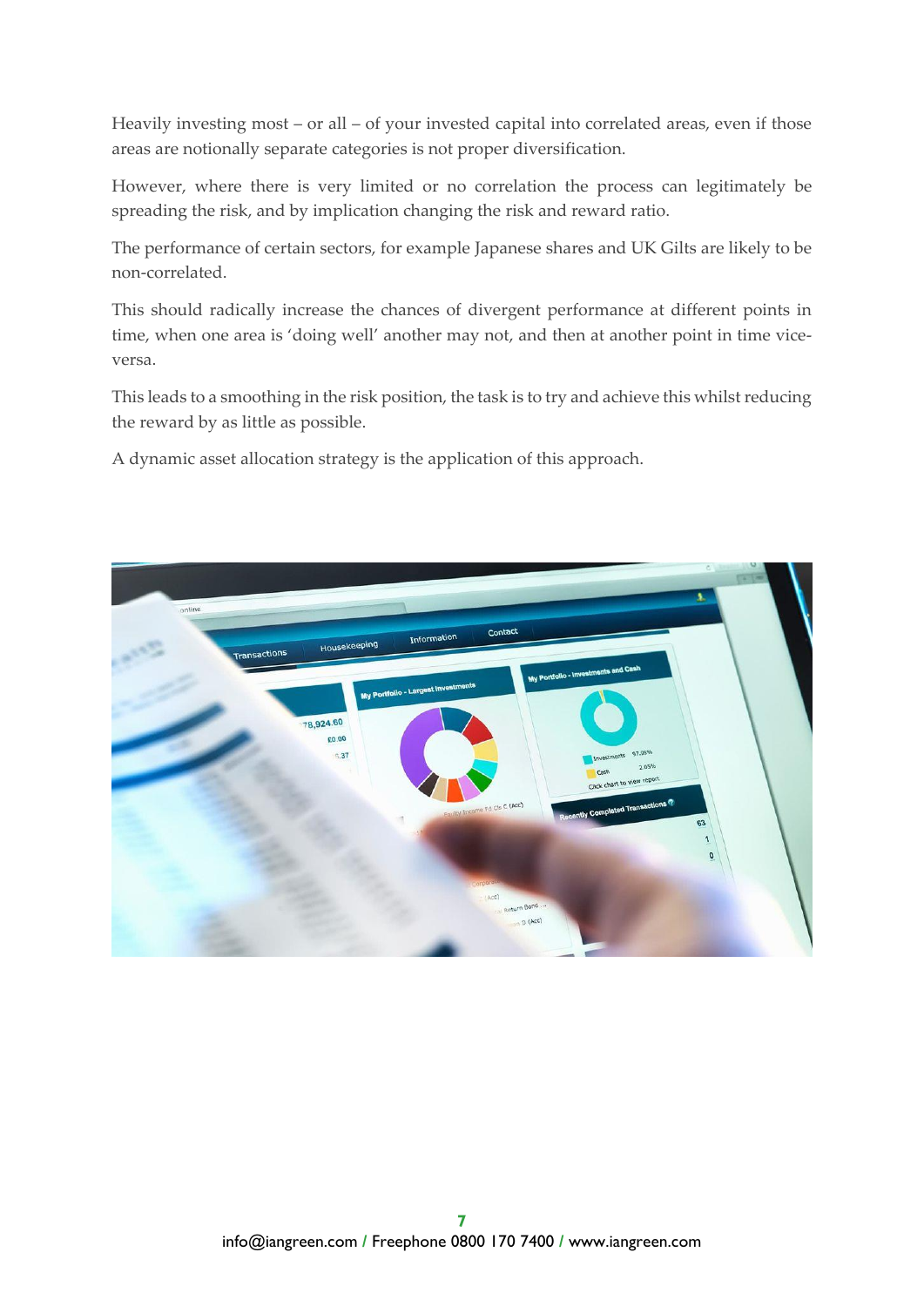Heavily investing most – or all – of your invested capital into correlated areas, even if those areas are notionally separate categories is not proper diversification.

However, where there is very limited or no correlation the process can legitimately be spreading the risk, and by implication changing the risk and reward ratio.

The performance of certain sectors, for example Japanese shares and UK Gilts are likely to be non-correlated.

This should radically increase the chances of divergent performance at different points in time, when one area is 'doing well' another may not, and then at another point in time vice-versa.

This leads to a smoothing in the risk position, the task is to try and achieve this whilst reducing the reward by as little as possible.

A dynamic asset allocation strategy is the application of this approach.

info@iangreen.com / Freephone 0800 170 7400 / www.iangreen.com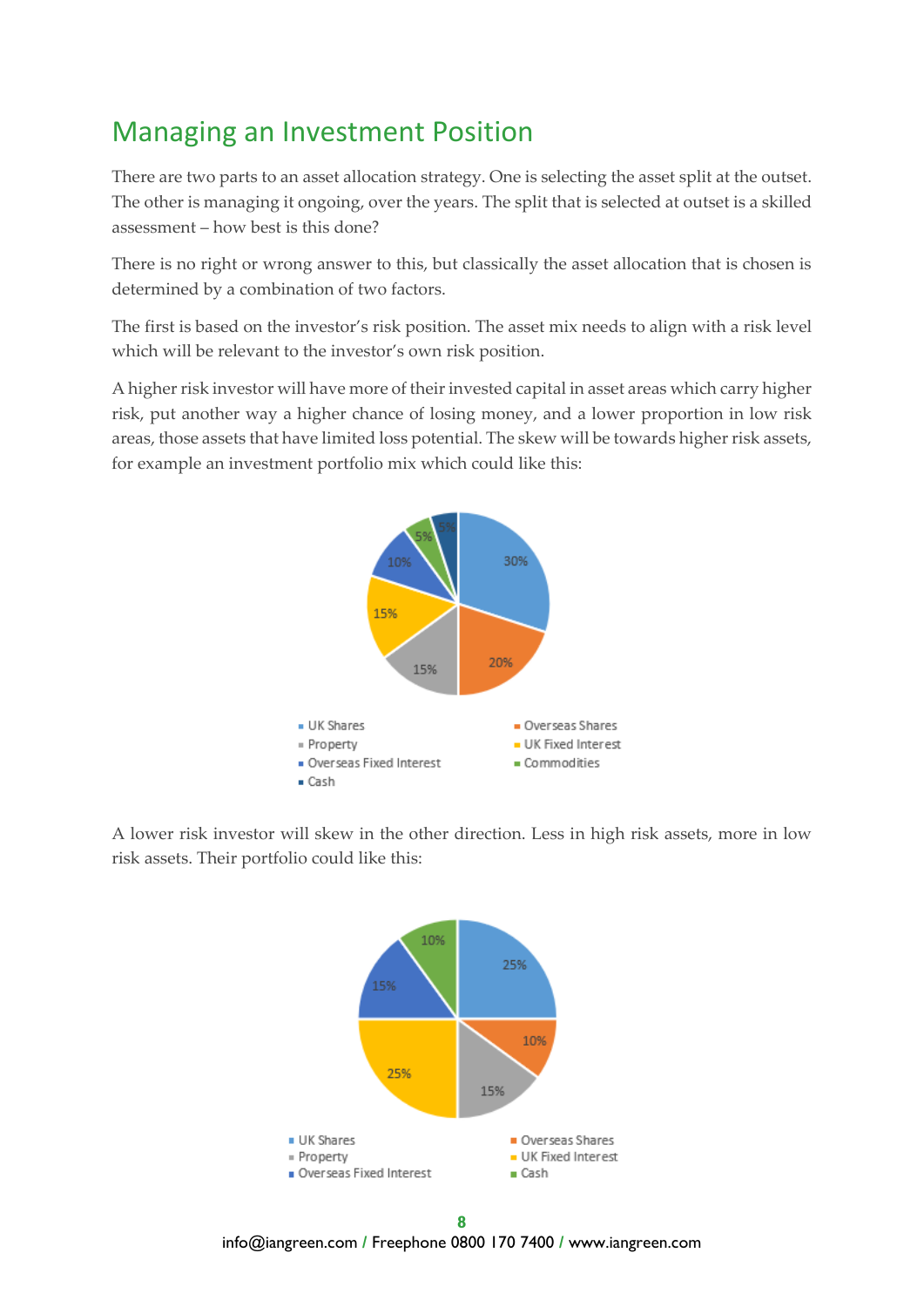## Managing an Investment Position

There are two parts to an asset allocation strategy. One is selecting the asset split at the outset. The other is managing it ongoing, over the years. The split that is selected at outset is a skilled assessment – how best is this done?

There is no right or wrong answer to this, but classically the asset allocation that is chosen is determined by a combination of two factors.

The first is based on the investor's risk position. The asset mix needs to align with a risk level which will be relevant to the investor's own risk position.

A higher risk investor will have more of their invested capital in asset areas which carry higher risk, put another way a higher chance of losing money, and a lower proportion in low risk areas, those assets that have limited loss potential. The skew will be towards higher risk assets, for example an investment portfolio mix which could like this:

| Asset | Allocation |
|---|---|
| UK Shares | 30% |
| Overseas Shares | 20% |
| Property | 15% |
| UK Fixed Interest | 15% |
| Overseas Fixed Interest | 10% |
| Commodities | 5% |
| Cash | 5% |

A lower risk investor will skew in the other direction. Less in high risk assets, more in low risk assets. Their portfolio could like this:

| Asset | Allocation |
|---|---|
| UK Shares | 25% |
| Overseas Shares | 10% |
| Property | 15% |
| UK Fixed Interest | 25% |
| Overseas Fixed Interest | 15% |
| Cash | 10% |

info@iangreen.com / Freephone 0800 170 7400 / www.iangreen.com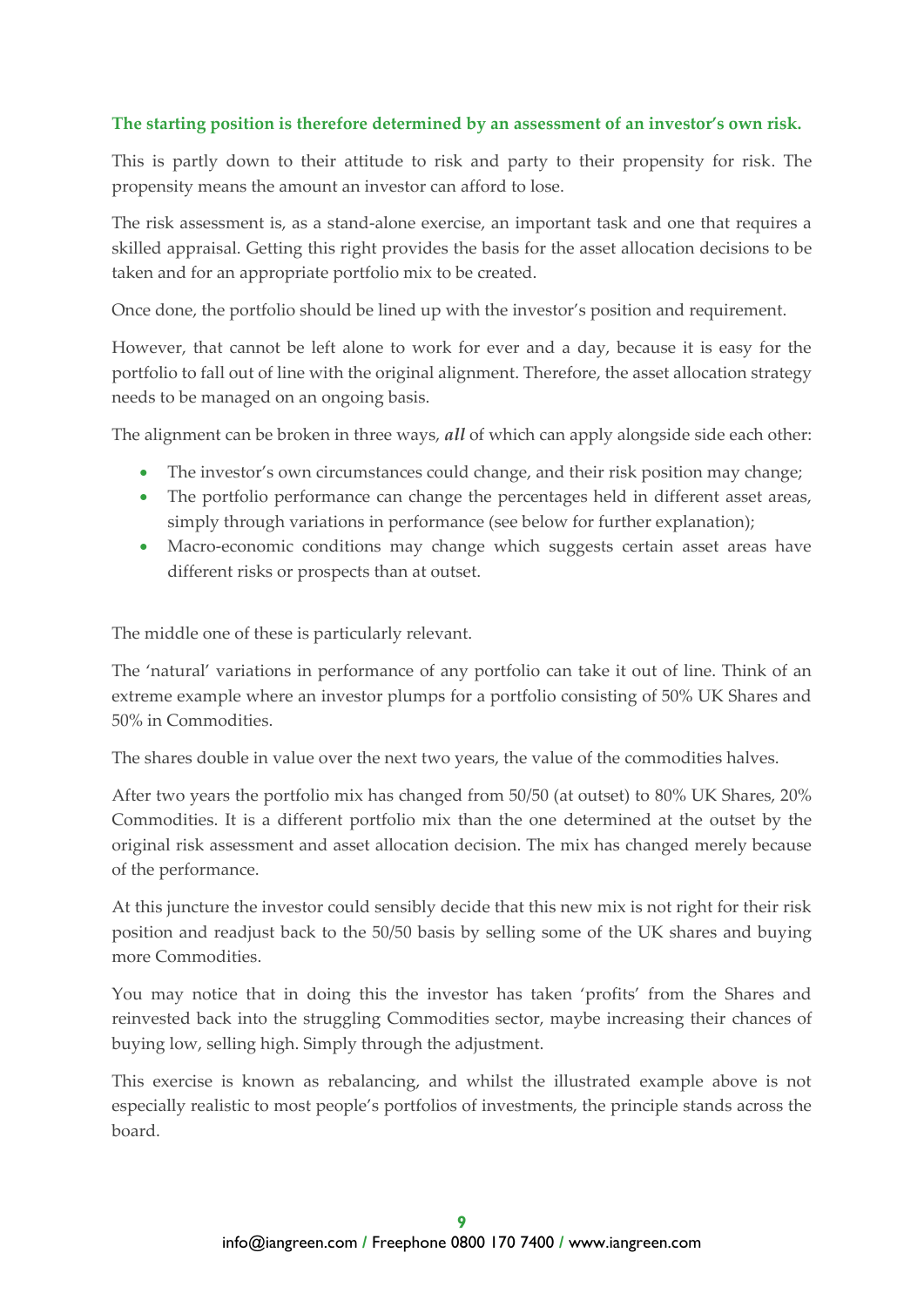**The starting position is therefore determined by an assessment of an investor's own risk.**

This is partly down to their attitude to risk and party to their propensity for risk. The propensity means the amount an investor can afford to lose.

The risk assessment is, as a stand-alone exercise, an important task and one that requires a skilled appraisal. Getting this right provides the basis for the asset allocation decisions to be taken and for an appropriate portfolio mix to be created.

Once done, the portfolio should be lined up with the investor's position and requirement.

However, that cannot be left alone to work for ever and a day, because it is easy for the portfolio to fall out of line with the original alignment. Therefore, the asset allocation strategy needs to be managed on an ongoing basis.

The alignment can be broken in three ways, ***all*** of which can apply alongside side each other:

- The investor's own circumstances could change, and their risk position may change;
- The portfolio performance can change the percentages held in different asset areas, simply through variations in performance (see below for further explanation);
- Macro-economic conditions may change which suggests certain asset areas have different risks or prospects than at outset.

The middle one of these is particularly relevant.

The 'natural' variations in performance of any portfolio can take it out of line. Think of an extreme example where an investor plumps for a portfolio consisting of 50% UK Shares and 50% in Commodities.

The shares double in value over the next two years, the value of the commodities halves.

After two years the portfolio mix has changed from 50/50 (at outset) to 80% UK Shares, 20% Commodities. It is a different portfolio mix than the one determined at the outset by the original risk assessment and asset allocation decision. The mix has changed merely because of the performance.

At this juncture the investor could sensibly decide that this new mix is not right for their risk position and readjust back to the 50/50 basis by selling some of the UK shares and buying more Commodities.

You may notice that in doing this the investor has taken 'profits' from the Shares and reinvested back into the struggling Commodities sector, maybe increasing their chances of buying low, selling high. Simply through the adjustment.

This exercise is known as rebalancing, and whilst the illustrated example above is not especially realistic to most people's portfolios of investments, the principle stands across the board.

info@iangreen.com / Freephone 0800 170 7400 / www.iangreen.com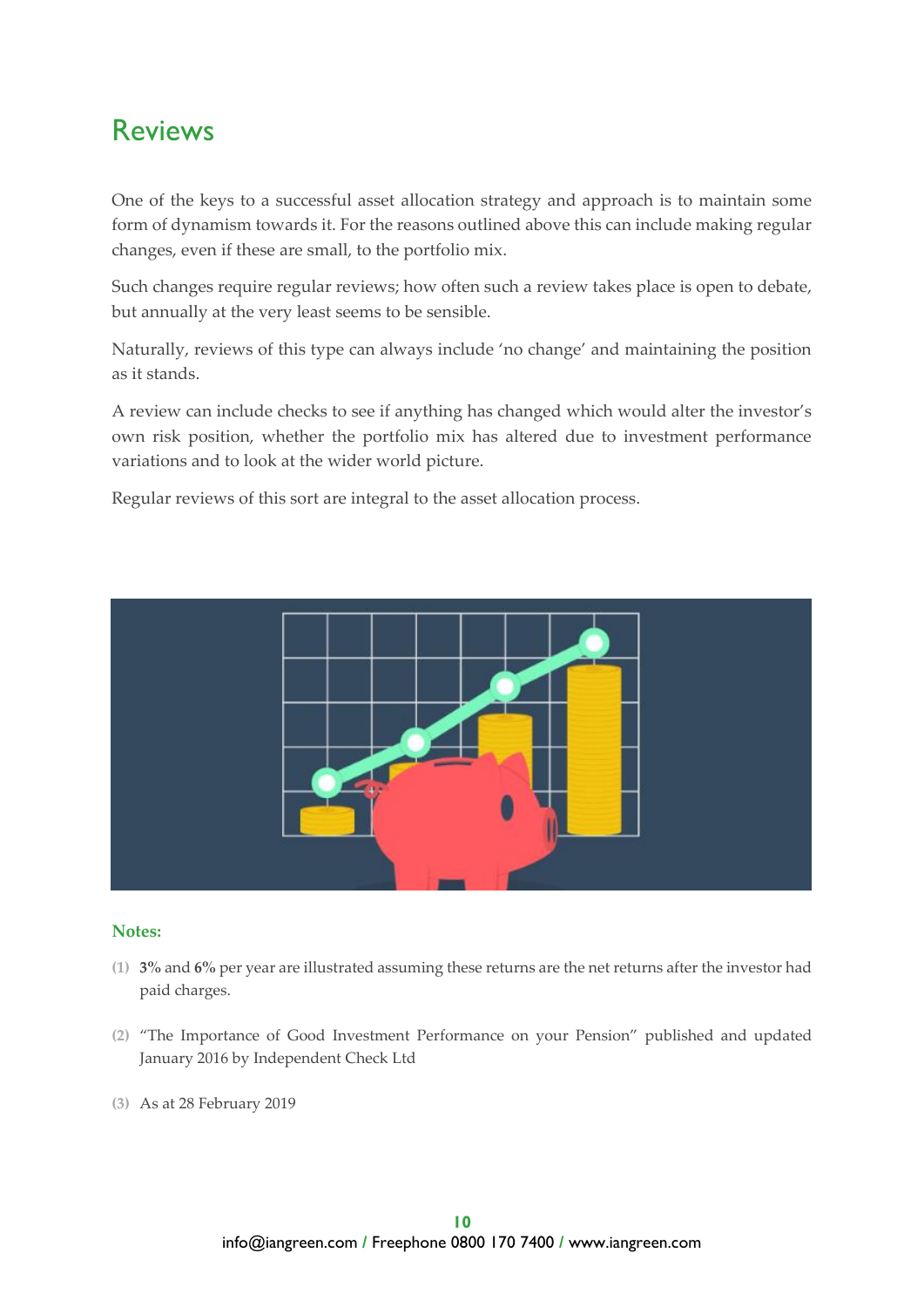## Reviews

One of the keys to a successful asset allocation strategy and approach is to maintain some form of dynamism towards it. For the reasons outlined above this can include making regular changes, even if these are small, to the portfolio mix.

Such changes require regular reviews; how often such a review takes place is open to debate, but annually at the very least seems to be sensible.

Naturally, reviews of this type can always include 'no change' and maintaining the position as it stands.

A review can include checks to see if anything has changed which would alter the investor's own risk position, whether the portfolio mix has altered due to investment performance variations and to look at the wider world picture.

Regular reviews of this sort are integral to the asset allocation process.

**Notes:**

(1) **3%** and **6%** per year are illustrated assuming these returns are the net returns after the investor had paid charges.

(2) "The Importance of Good Investment Performance on your Pension" published and updated January 2016 by Independent Check Ltd

(3) As at 28 February 2019

info@iangreen.com / Freephone 0800 170 7400 / www.iangreen.com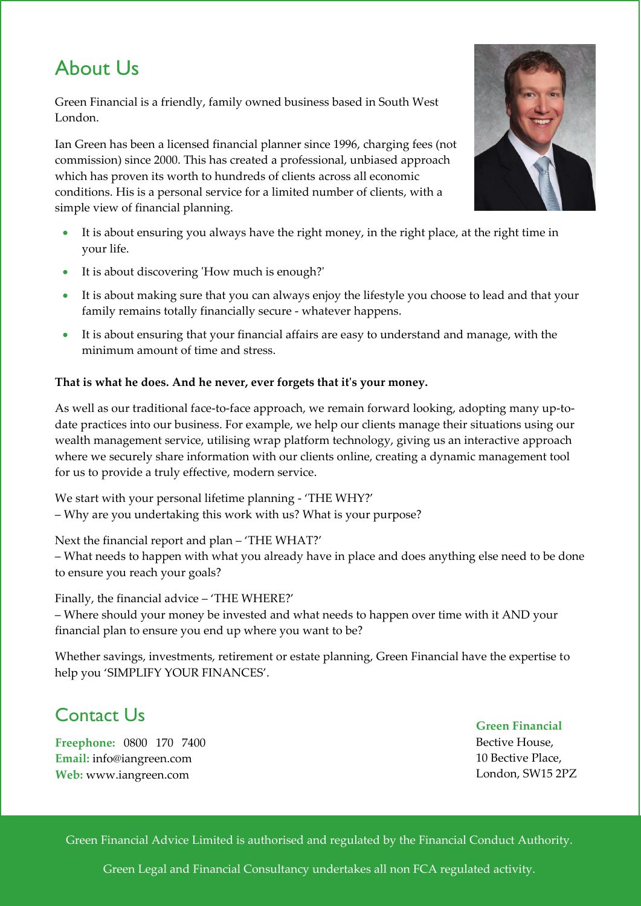## About Us

Green Financial is a friendly, family owned business based in South West London.

Ian Green has been a licensed financial planner since 1996, charging fees (not commission) since 2000. This has created a professional, unbiased approach which has proven its worth to hundreds of clients across all economic conditions. His is a personal service for a limited number of clients, with a simple view of financial planning.

- It is about ensuring you always have the right money, in the right place, at the right time in your life.
- It is about discovering 'How much is enough?'
- It is about making sure that you can always enjoy the lifestyle you choose to lead and that your family remains totally financially secure - whatever happens.
- It is about ensuring that your financial affairs are easy to understand and manage, with the minimum amount of time and stress.

**That is what he does. And he never, ever forgets that it's your money.**

As well as our traditional face-to-face approach, we remain forward looking, adopting many up-to-date practices into our business. For example, we help our clients manage their situations using our wealth management service, utilising wrap platform technology, giving us an interactive approach where we securely share information with our clients online, creating a dynamic management tool for us to provide a truly effective, modern service.

We start with your personal lifetime planning - 'THE WHY?'
– Why are you undertaking this work with us? What is your purpose?

Next the financial report and plan – 'THE WHAT?'
– What needs to happen with what you already have in place and does anything else need to be done to ensure you reach your goals?

Finally, the financial advice – 'THE WHERE?'
– Where should your money be invested and what needs to happen over time with it AND your financial plan to ensure you end up where you want to be?

Whether savings, investments, retirement or estate planning, Green Financial have the expertise to help you 'SIMPLIFY YOUR FINANCES'.

## Contact Us

**Freephone:** 0800 170 7400
**Email:** info@iangreen.com
**Web:** www.iangreen.com

**Green Financial**
Bective House,
10 Bective Place,
London, SW15 2PZ

Green Financial Advice Limited is authorised and regulated by the Financial Conduct Authority.

Green Legal and Financial Consultancy undertakes all non FCA regulated activity.